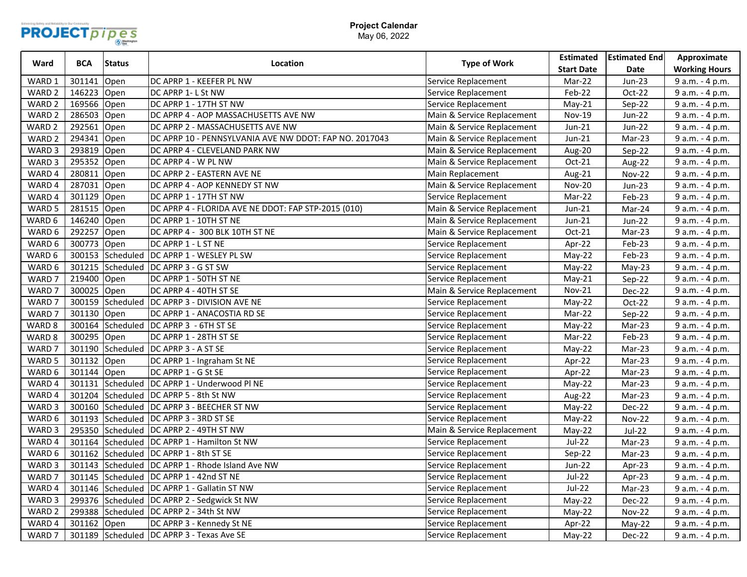**Project Calendar**
May 06, 2022

| Ward | BCA | Status | Location | Type of Work | Estimated Start Date | Estimated End Date | Approximate Working Hours |
|---|---|---|---|---|---|---|---|
| WARD 1 | 301141 | Open | DC APRP 1 - KEEFER PL NW | Service Replacement | Mar-22 | Jun-23 | 9 a.m. - 4 p.m. |
| WARD 2 | 146223 | Open | DC APRP 1- L St NW | Service Replacement | Feb-22 | Oct-22 | 9 a.m. - 4 p.m. |
| WARD 2 | 169566 | Open | DC APRP 1 - 17TH ST NW | Service Replacement | May-21 | Sep-22 | 9 a.m. - 4 p.m. |
| WARD 2 | 286503 | Open | DC APRP 4 - AOP MASSACHUSETTS AVE NW | Main & Service Replacement | Nov-19 | Jun-22 | 9 a.m. - 4 p.m. |
| WARD 2 | 292561 | Open | DC APRP 2 - MASSACHUSETTS AVE NW | Main & Service Replacement | Jun-21 | Jun-22 | 9 a.m. - 4 p.m. |
| WARD 2 | 294341 | Open | DC APRP 10 - PENNSYLVANIA AVE NW DDOT: FAP NO. 2017043 | Main & Service Replacement | Jun-21 | Mar-23 | 9 a.m. - 4 p.m. |
| WARD 3 | 293819 | Open | DC APRP 4 - CLEVELAND PARK NW | Main & Service Replacement | Aug-20 | Sep-22 | 9 a.m. - 4 p.m. |
| WARD 3 | 295352 | Open | DC APRP 4 - W PL NW | Main & Service Replacement | Oct-21 | Aug-22 | 9 a.m. - 4 p.m. |
| WARD 4 | 280811 | Open | DC APRP 2 - EASTERN AVE NE | Main Replacement | Aug-21 | Nov-22 | 9 a.m. - 4 p.m. |
| WARD 4 | 287031 | Open | DC APRP 4 - AOP KENNEDY ST NW | Main & Service Replacement | Nov-20 | Jun-23 | 9 a.m. - 4 p.m. |
| WARD 4 | 301129 | Open | DC APRP 1 - 17TH ST NW | Service Replacement | Mar-22 | Feb-23 | 9 a.m. - 4 p.m. |
| WARD 5 | 281515 | Open | DC APRP 4 - FLORIDA AVE NE DDOT: FAP STP-2015 (010) | Main & Service Replacement | Jun-21 | Mar-24 | 9 a.m. - 4 p.m. |
| WARD 6 | 146240 | Open | DC APRP 1 - 10TH ST NE | Main & Service Replacement | Jun-21 | Jun-22 | 9 a.m. - 4 p.m. |
| WARD 6 | 292257 | Open | DC APRP 4 - 300 BLK 10TH ST NE | Main & Service Replacement | Oct-21 | Mar-23 | 9 a.m. - 4 p.m. |
| WARD 6 | 300773 | Open | DC APRP 1 - L ST NE | Service Replacement | Apr-22 | Feb-23 | 9 a.m. - 4 p.m. |
| WARD 6 | 300153 | Scheduled | DC APRP 1 - WESLEY PL SW | Service Replacement | May-22 | Feb-23 | 9 a.m. - 4 p.m. |
| WARD 6 | 301215 | Scheduled | DC APRP 3 - G ST SW | Service Replacement | May-22 | May-23 | 9 a.m. - 4 p.m. |
| WARD 7 | 219400 | Open | DC APRP 1 - 50TH ST NE | Service Replacement | May-21 | Sep-22 | 9 a.m. - 4 p.m. |
| WARD 7 | 300025 | Open | DC APRP 4 - 40TH ST SE | Main & Service Replacement | Nov-21 | Dec-22 | 9 a.m. - 4 p.m. |
| WARD 7 | 300159 | Scheduled | DC APRP 3 - DIVISION AVE NE | Service Replacement | May-22 | Oct-22 | 9 a.m. - 4 p.m. |
| WARD 7 | 301130 | Open | DC APRP 1 - ANACOSTIA RD SE | Service Replacement | Mar-22 | Sep-22 | 9 a.m. - 4 p.m. |
| WARD 8 | 300164 | Scheduled | DC APRP 3 - 6TH ST SE | Service Replacement | May-22 | Mar-23 | 9 a.m. - 4 p.m. |
| WARD 8 | 300295 | Open | DC APRP 1 - 28TH ST SE | Service Replacement | Mar-22 | Feb-23 | 9 a.m. - 4 p.m. |
| WARD 7 | 301190 | Scheduled | DC APRP 3 - A ST SE | Service Replacement | May-22 | Mar-23 | 9 a.m. - 4 p.m. |
| WARD 5 | 301132 | Open | DC APRP 1 - Ingraham St NE | Service Replacement | Apr-22 | Mar-23 | 9 a.m. - 4 p.m. |
| WARD 6 | 301144 | Open | DC APRP 1 - G St SE | Service Replacement | Apr-22 | Mar-23 | 9 a.m. - 4 p.m. |
| WARD 4 | 301131 | Scheduled | DC APRP 1 - Underwood Pl NE | Service Replacement | May-22 | Mar-23 | 9 a.m. - 4 p.m. |
| WARD 4 | 301204 | Scheduled | DC APRP 5 - 8th St NW | Service Replacement | Aug-22 | Mar-23 | 9 a.m. - 4 p.m. |
| WARD 3 | 300160 | Scheduled | DC APRP 3 - BEECHER ST NW | Service Replacement | May-22 | Dec-22 | 9 a.m. - 4 p.m. |
| WARD 6 | 301193 | Scheduled | DC APRP 3 - 3RD ST SE | Service Replacement | May-22 | Nov-22 | 9 a.m. - 4 p.m. |
| WARD 3 | 295350 | Scheduled | DC APRP 2 - 49TH ST NW | Main & Service Replacement | May-22 | Jul-22 | 9 a.m. - 4 p.m. |
| WARD 4 | 301164 | Scheduled | DC APRP 1 - Hamilton St NW | Service Replacement | Jul-22 | Mar-23 | 9 a.m. - 4 p.m. |
| WARD 6 | 301162 | Scheduled | DC APRP 1 - 8th ST SE | Service Replacement | Sep-22 | Mar-23 | 9 a.m. - 4 p.m. |
| WARD 3 | 301143 | Scheduled | DC APRP 1 - Rhode Island Ave NW | Service Replacement | Jun-22 | Apr-23 | 9 a.m. - 4 p.m. |
| WARD 7 | 301145 | Scheduled | DC APRP 1 - 42nd ST NE | Service Replacement | Jul-22 | Apr-23 | 9 a.m. - 4 p.m. |
| WARD 4 | 301146 | Scheduled | DC APRP 1 - Gallatin ST NW | Service Replacement | Jul-22 | Mar-23 | 9 a.m. - 4 p.m. |
| WARD 3 | 299376 | Scheduled | DC APRP 2 - Sedgwick St NW | Service Replacement | May-22 | Dec-22 | 9 a.m. - 4 p.m. |
| WARD 2 | 299388 | Scheduled | DC APRP 2 - 34th St NW | Service Replacement | May-22 | Nov-22 | 9 a.m. - 4 p.m. |
| WARD 4 | 301162 | Open | DC APRP 3 - Kennedy St NE | Service Replacement | Apr-22 | May-22 | 9 a.m. - 4 p.m. |
| WARD 7 | 301189 | Scheduled | DC APRP 3 - Texas Ave SE | Service Replacement | May-22 | Dec-22 | 9 a.m. - 4 p.m. |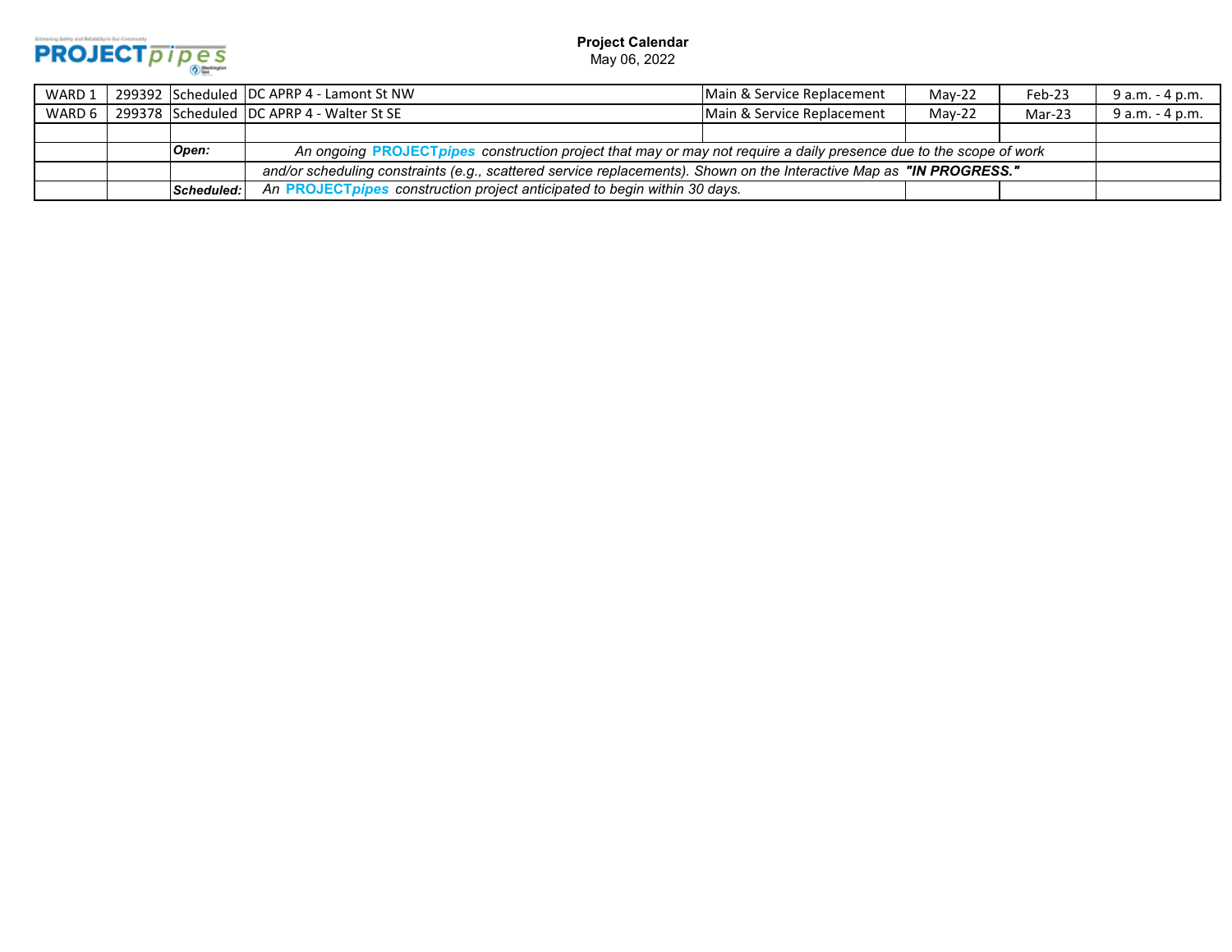**Project Calendar**
May 06, 2022

| | | | | | | | |
|---|---|---|---|---|---|---|---|
| WARD 1 | 299392 | Scheduled | DC APRP 4 - Lamont St NW | Main & Service Replacement | May-22 | Feb-23 | 9 a.m. - 4 p.m. |
| WARD 6 | 299378 | Scheduled | DC APRP 4 - Walter St SE | Main & Service Replacement | May-22 | Mar-23 | 9 a.m. - 4 p.m. |
| | | | | | | | |
| | | ***Open:*** | *An ongoing **PROJECTpipes** construction project that may or may not require a daily presence due to the scope of work* | | | | |
| | | | *and/or scheduling constraints (e.g., scattered service replacements). Shown on the Interactive Map as **"IN PROGRESS."*** | | | | |
| | | ***Scheduled:*** | *An **PROJECTpipes** construction project anticipated to begin within 30 days.* | | | | |